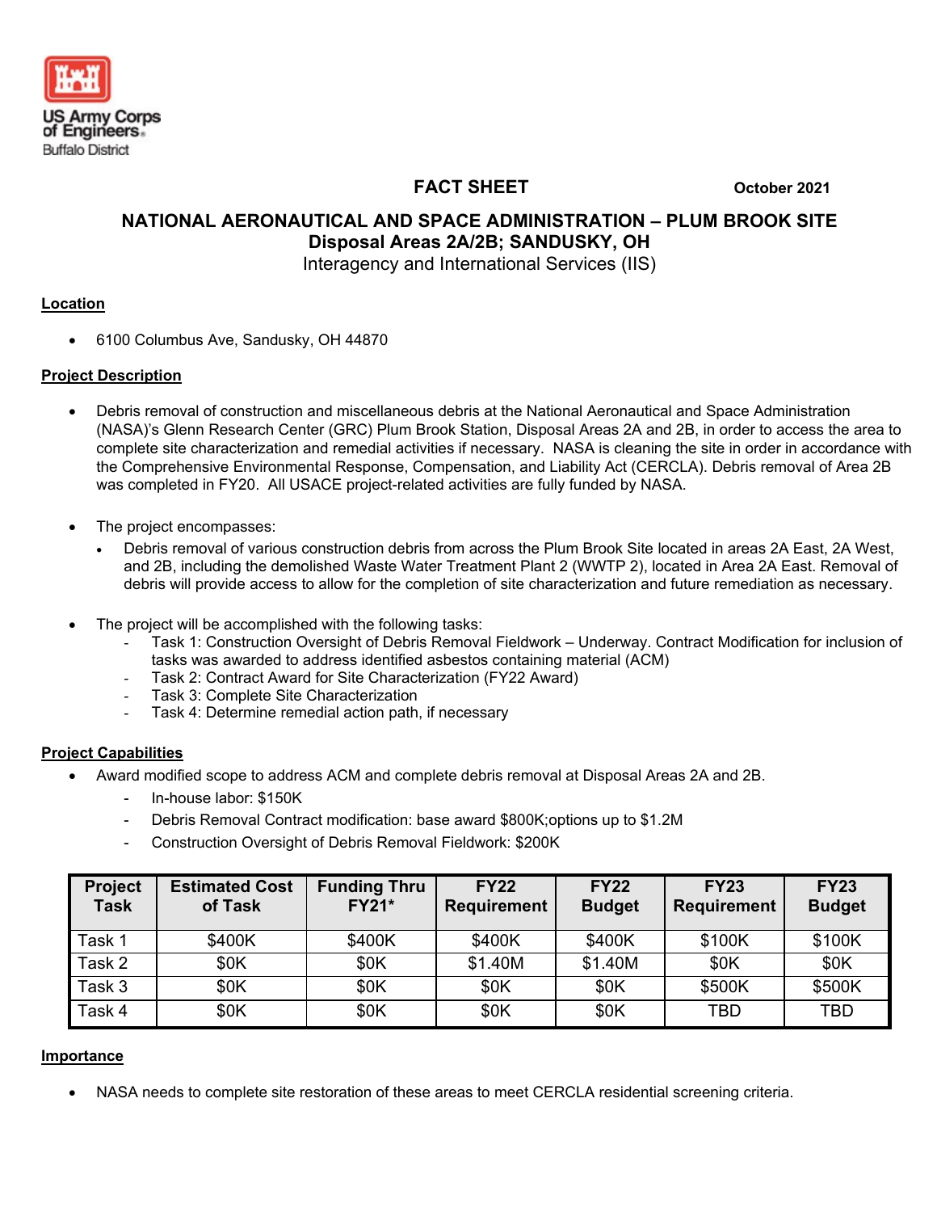US Army Corps of Engineers
Buffalo District

# FACT SHEET

October 2021

## NATIONAL AERONAUTICAL AND SPACE ADMINISTRATION – PLUM BROOK SITE
## Disposal Areas 2A/2B; SANDUSKY, OH
Interagency and International Services (IIS)

### Location

- 6100 Columbus Ave, Sandusky, OH 44870

### Project Description

- Debris removal of construction and miscellaneous debris at the National Aeronautical and Space Administration (NASA)'s Glenn Research Center (GRC) Plum Brook Station, Disposal Areas 2A and 2B, in order to access the area to complete site characterization and remedial activities if necessary. NASA is cleaning the site in order in accordance with the Comprehensive Environmental Response, Compensation, and Liability Act (CERCLA). Debris removal of Area 2B was completed in FY20. All USACE project-related activities are fully funded by NASA.

- The project encompasses:
  - Debris removal of various construction debris from across the Plum Brook Site located in areas 2A East, 2A West, and 2B, including the demolished Waste Water Treatment Plant 2 (WWTP 2), located in Area 2A East. Removal of debris will provide access to allow for the completion of site characterization and future remediation as necessary.

- The project will be accomplished with the following tasks:
  - Task 1: Construction Oversight of Debris Removal Fieldwork – Underway. Contract Modification for inclusion of tasks was awarded to address identified asbestos containing material (ACM)
  - Task 2: Contract Award for Site Characterization (FY22 Award)
  - Task 3: Complete Site Characterization
  - Task 4: Determine remedial action path, if necessary

### Project Capabilities

- Award modified scope to address ACM and complete debris removal at Disposal Areas 2A and 2B.
  - In-house labor: $150K
  - Debris Removal Contract modification: base award $800K;options up to $1.2M
  - Construction Oversight of Debris Removal Fieldwork: $200K

| Project Task | Estimated Cost of Task | Funding Thru FY21* | FY22 Requirement | FY22 Budget | FY23 Requirement | FY23 Budget |
|---|---|---|---|---|---|---|
| Task 1 | $400K | $400K | $400K | $400K | $100K | $100K |
| Task 2 | $0K | $0K | $1.40M | $1.40M | $0K | $0K |
| Task 3 | $0K | $0K | $0K | $0K | $500K | $500K |
| Task 4 | $0K | $0K | $0K | $0K | TBD | TBD |

### Importance

- NASA needs to complete site restoration of these areas to meet CERCLA residential screening criteria.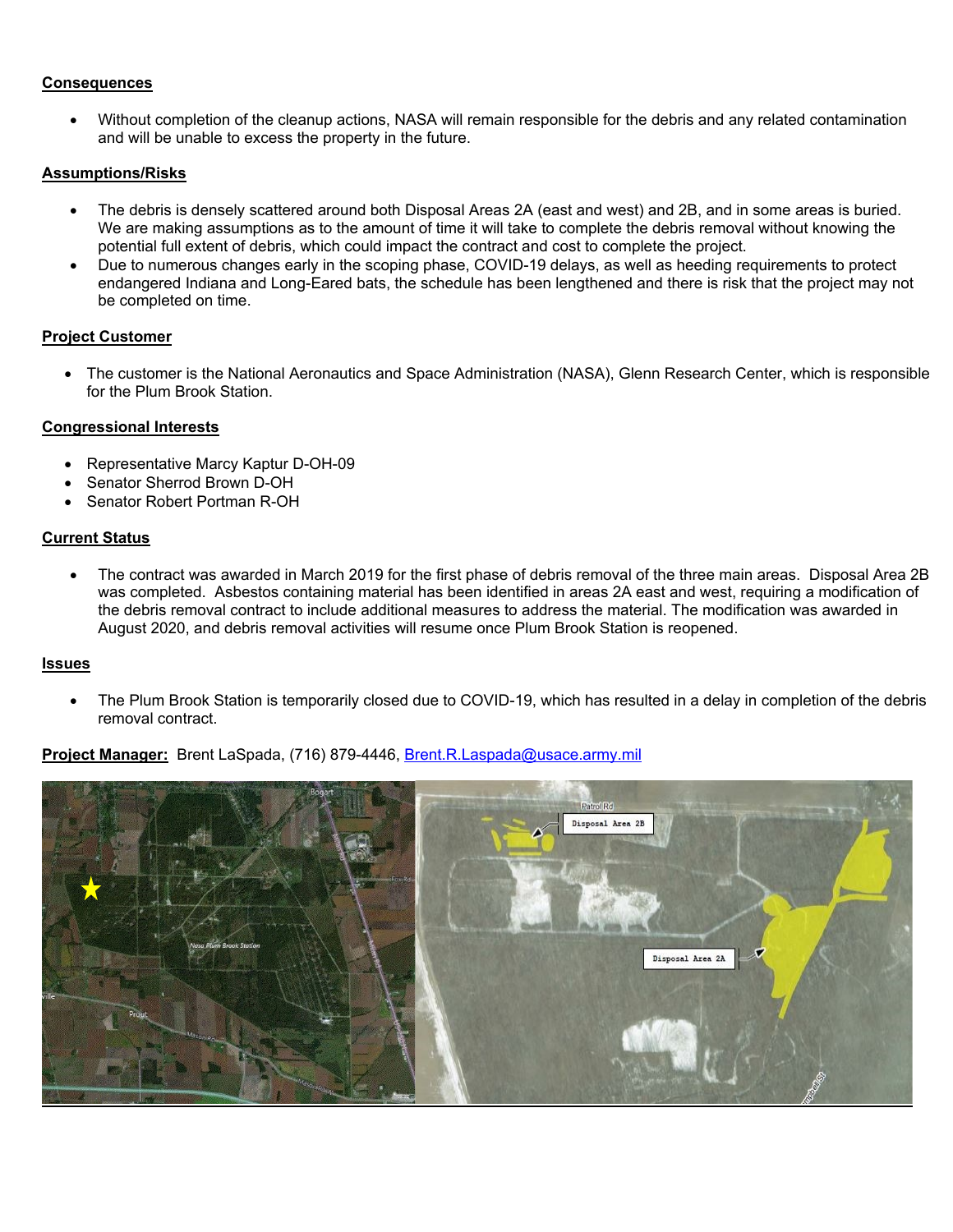**Consequences**

- Without completion of the cleanup actions, NASA will remain responsible for the debris and any related contamination and will be unable to excess the property in the future.

**Assumptions/Risks**

- The debris is densely scattered around both Disposal Areas 2A (east and west) and 2B, and in some areas is buried. We are making assumptions as to the amount of time it will take to complete the debris removal without knowing the potential full extent of debris, which could impact the contract and cost to complete the project.
- Due to numerous changes early in the scoping phase, COVID-19 delays, as well as heeding requirements to protect endangered Indiana and Long-Eared bats, the schedule has been lengthened and there is risk that the project may not be completed on time.

**Project Customer**

- The customer is the National Aeronautics and Space Administration (NASA), Glenn Research Center, which is responsible for the Plum Brook Station.

**Congressional Interests**

- Representative Marcy Kaptur D-OH-09
- Senator Sherrod Brown D-OH
- Senator Robert Portman R-OH

**Current Status**

- The contract was awarded in March 2019 for the first phase of debris removal of the three main areas. Disposal Area 2B was completed. Asbestos containing material has been identified in areas 2A east and west, requiring a modification of the debris removal contract to include additional measures to address the material. The modification was awarded in August 2020, and debris removal activities will resume once Plum Brook Station is reopened.

**Issues**

- The Plum Brook Station is temporarily closed due to COVID-19, which has resulted in a delay in completion of the debris removal contract.

**Project Manager:** Brent LaSpada, (716) 879-4446, Brent.R.Laspada@usace.army.mil

Disposal Area 2B

Disposal Area 2A